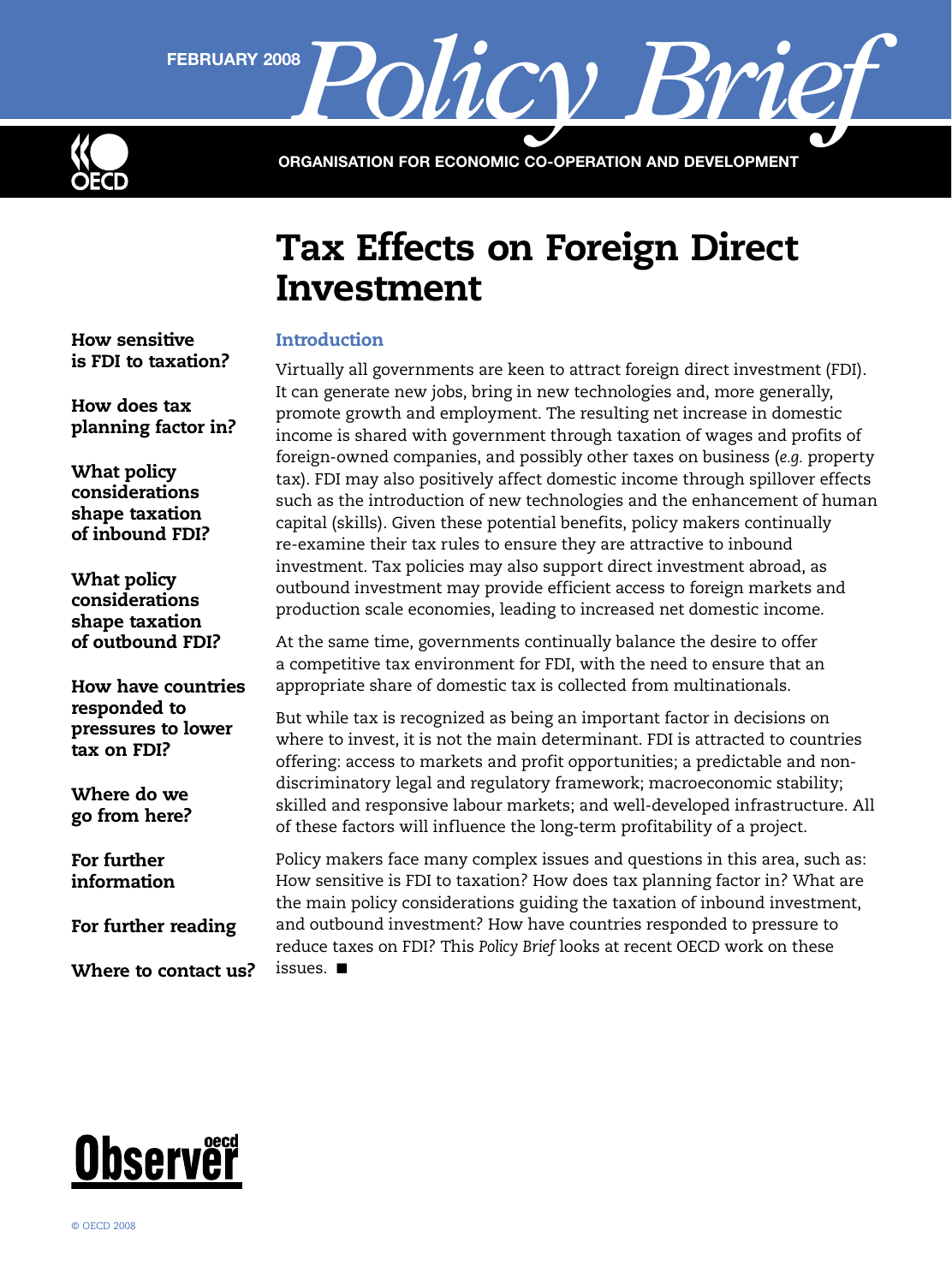FEBRUARY 2008 Policy Brief

ORGANISATION FOR ECONOMIC CO-OPERATION AND DEVELOPMENT

# Tax Effects on Foreign Direct Investment

**How sensitive is FDI to taxation?**

**How does tax planning factor in?**

**What policy considerations shape taxation of inbound FDI?**

**What policy considerations shape taxation of outbound FDI?**

**How have countries responded to pressures to lower tax on FDI?**

**Where do we go from here?**

**For further information**

**For further reading**

**Where to contact us?**

## Introduction

Virtually all governments are keen to attract foreign direct investment (FDI). It can generate new jobs, bring in new technologies and, more generally, promote growth and employment. The resulting net increase in domestic income is shared with government through taxation of wages and profits of foreign-owned companies, and possibly other taxes on business (*e.g.* property tax). FDI may also positively affect domestic income through spillover effects such as the introduction of new technologies and the enhancement of human capital (skills). Given these potential benefits, policy makers continually re-examine their tax rules to ensure they are attractive to inbound investment. Tax policies may also support direct investment abroad, as outbound investment may provide efficient access to foreign markets and production scale economies, leading to increased net domestic income.

At the same time, governments continually balance the desire to offer a competitive tax environment for FDI, with the need to ensure that an appropriate share of domestic tax is collected from multinationals.

But while tax is recognized as being an important factor in decisions on where to invest, it is not the main determinant. FDI is attracted to countries offering: access to markets and profit opportunities; a predictable and non-discriminatory legal and regulatory framework; macroeconomic stability; skilled and responsive labour markets; and well-developed infrastructure. All of these factors will influence the long-term profitability of a project.

Policy makers face many complex issues and questions in this area, such as: How sensitive is FDI to taxation? How does tax planning factor in? What are the main policy considerations guiding the taxation of inbound investment, and outbound investment? How have countries responded to pressure to reduce taxes on FDI? This *Policy Brief* looks at recent OECD work on these issues. ■

Observer oecd

© OECD 2008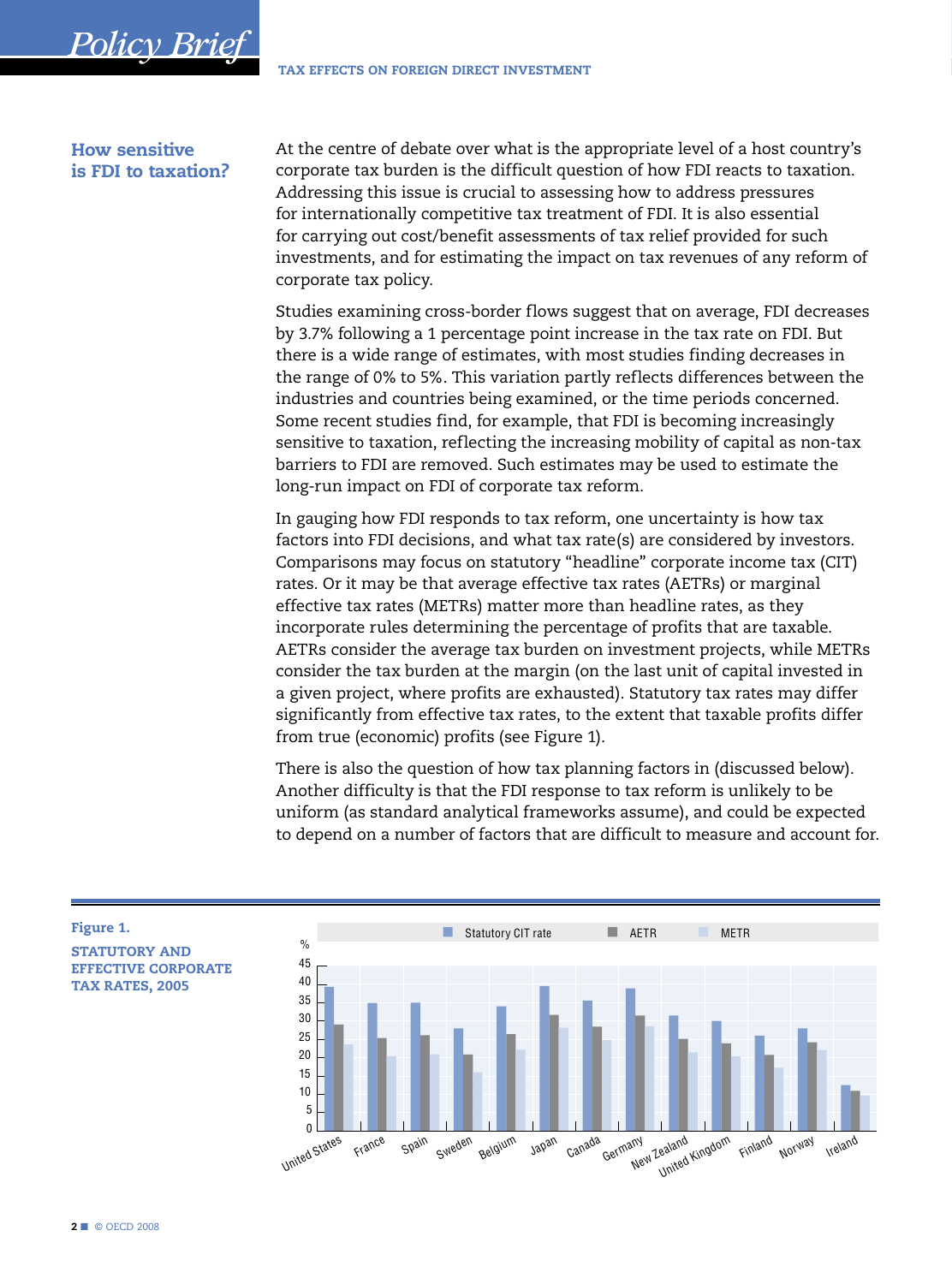## How sensitive is FDI to taxation?

At the centre of debate over what is the appropriate level of a host country's corporate tax burden is the difficult question of how FDI reacts to taxation. Addressing this issue is crucial to assessing how to address pressures for internationally competitive tax treatment of FDI. It is also essential for carrying out cost/benefit assessments of tax relief provided for such investments, and for estimating the impact on tax revenues of any reform of corporate tax policy.

Studies examining cross-border flows suggest that on average, FDI decreases by 3.7% following a 1 percentage point increase in the tax rate on FDI. But there is a wide range of estimates, with most studies finding decreases in the range of 0% to 5%. This variation partly reflects differences between the industries and countries being examined, or the time periods concerned. Some recent studies find, for example, that FDI is becoming increasingly sensitive to taxation, reflecting the increasing mobility of capital as non-tax barriers to FDI are removed. Such estimates may be used to estimate the long-run impact on FDI of corporate tax reform.

In gauging how FDI responds to tax reform, one uncertainty is how tax factors into FDI decisions, and what tax rate(s) are considered by investors. Comparisons may focus on statutory "headline" corporate income tax (CIT) rates. Or it may be that average effective tax rates (AETRs) or marginal effective tax rates (METRs) matter more than headline rates, as they incorporate rules determining the percentage of profits that are taxable. AETRs consider the average tax burden on investment projects, while METRs consider the tax burden at the margin (on the last unit of capital invested in a given project, where profits are exhausted). Statutory tax rates may differ significantly from effective tax rates, to the extent that taxable profits differ from true (economic) profits (see Figure 1).

There is also the question of how tax planning factors in (discussed below). Another difficulty is that the FDI response to tax reform is unlikely to be uniform (as standard analytical frameworks assume), and could be expected to depend on a number of factors that are difficult to measure and account for.

**Figure 1.**

**STATUTORY AND EFFECTIVE CORPORATE TAX RATES, 2005**

Legend: Statutory CIT rate, AETR, METR (%, scale 0–45)

Countries: United States, France, Spain, Sweden, Belgium, Japan, Canada, Germany, New Zealand, United Kingdom, Finland, Norway, Ireland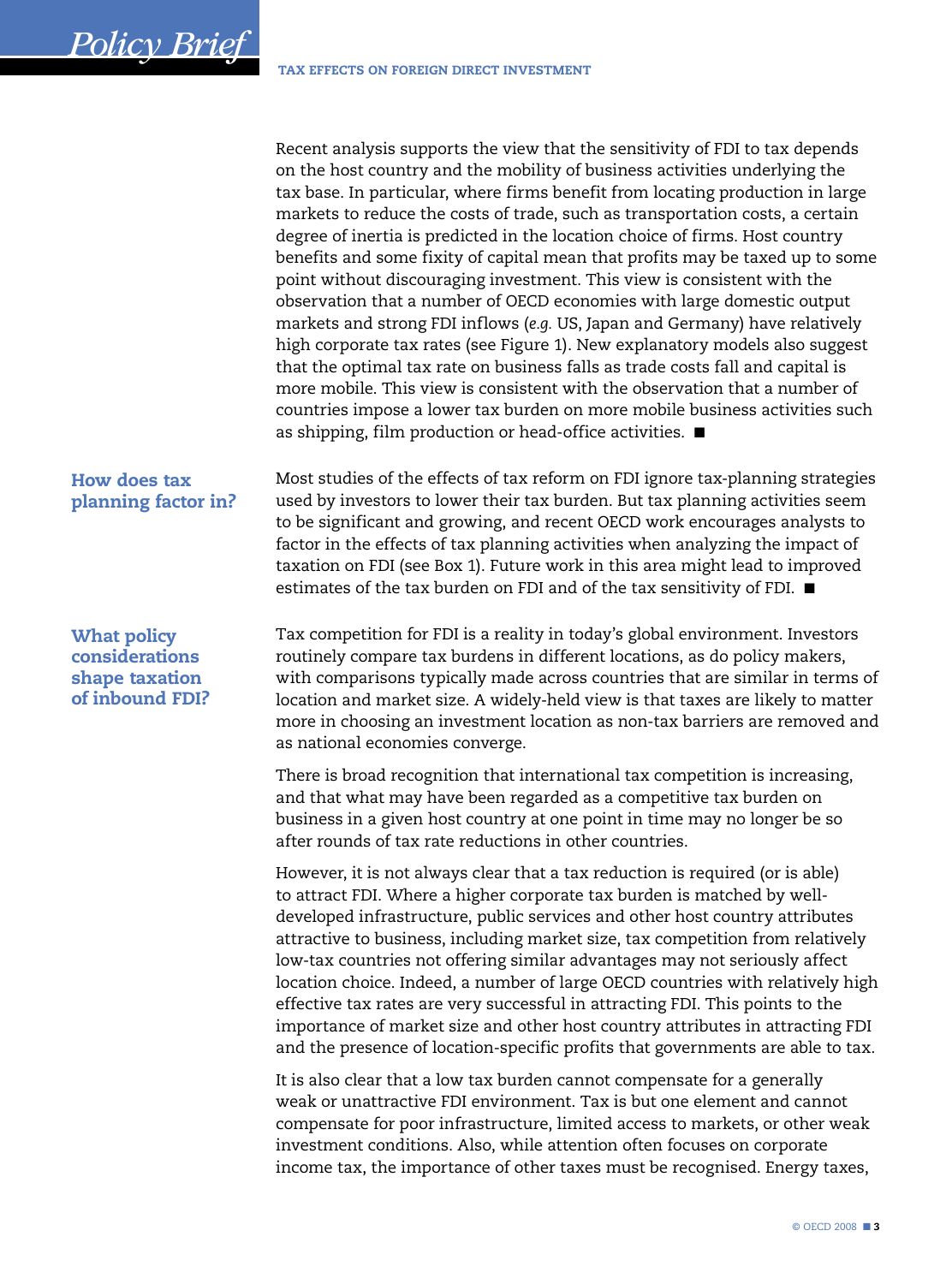Recent analysis supports the view that the sensitivity of FDI to tax depends on the host country and the mobility of business activities underlying the tax base. In particular, where firms benefit from locating production in large markets to reduce the costs of trade, such as transportation costs, a certain degree of inertia is predicted in the location choice of firms. Host country benefits and some fixity of capital mean that profits may be taxed up to some point without discouraging investment. This view is consistent with the observation that a number of OECD economies with large domestic output markets and strong FDI inflows (*e.g.* US, Japan and Germany) have relatively high corporate tax rates (see Figure 1). New explanatory models also suggest that the optimal tax rate on business falls as trade costs fall and capital is more mobile. This view is consistent with the observation that a number of countries impose a lower tax burden on more mobile business activities such as shipping, film production or head-office activities. ■

## How does tax planning factor in?

Most studies of the effects of tax reform on FDI ignore tax-planning strategies used by investors to lower their tax burden. But tax planning activities seem to be significant and growing, and recent OECD work encourages analysts to factor in the effects of tax planning activities when analyzing the impact of taxation on FDI (see Box 1). Future work in this area might lead to improved estimates of the tax burden on FDI and of the tax sensitivity of FDI. ■

## What policy considerations shape taxation of inbound FDI?

Tax competition for FDI is a reality in today's global environment. Investors routinely compare tax burdens in different locations, as do policy makers, with comparisons typically made across countries that are similar in terms of location and market size. A widely-held view is that taxes are likely to matter more in choosing an investment location as non-tax barriers are removed and as national economies converge.

There is broad recognition that international tax competition is increasing, and that what may have been regarded as a competitive tax burden on business in a given host country at one point in time may no longer be so after rounds of tax rate reductions in other countries.

However, it is not always clear that a tax reduction is required (or is able) to attract FDI. Where a higher corporate tax burden is matched by well-developed infrastructure, public services and other host country attributes attractive to business, including market size, tax competition from relatively low-tax countries not offering similar advantages may not seriously affect location choice. Indeed, a number of large OECD countries with relatively high effective tax rates are very successful in attracting FDI. This points to the importance of market size and other host country attributes in attracting FDI and the presence of location-specific profits that governments are able to tax.

It is also clear that a low tax burden cannot compensate for a generally weak or unattractive FDI environment. Tax is but one element and cannot compensate for poor infrastructure, limited access to markets, or other weak investment conditions. Also, while attention often focuses on corporate income tax, the importance of other taxes must be recognised. Energy taxes,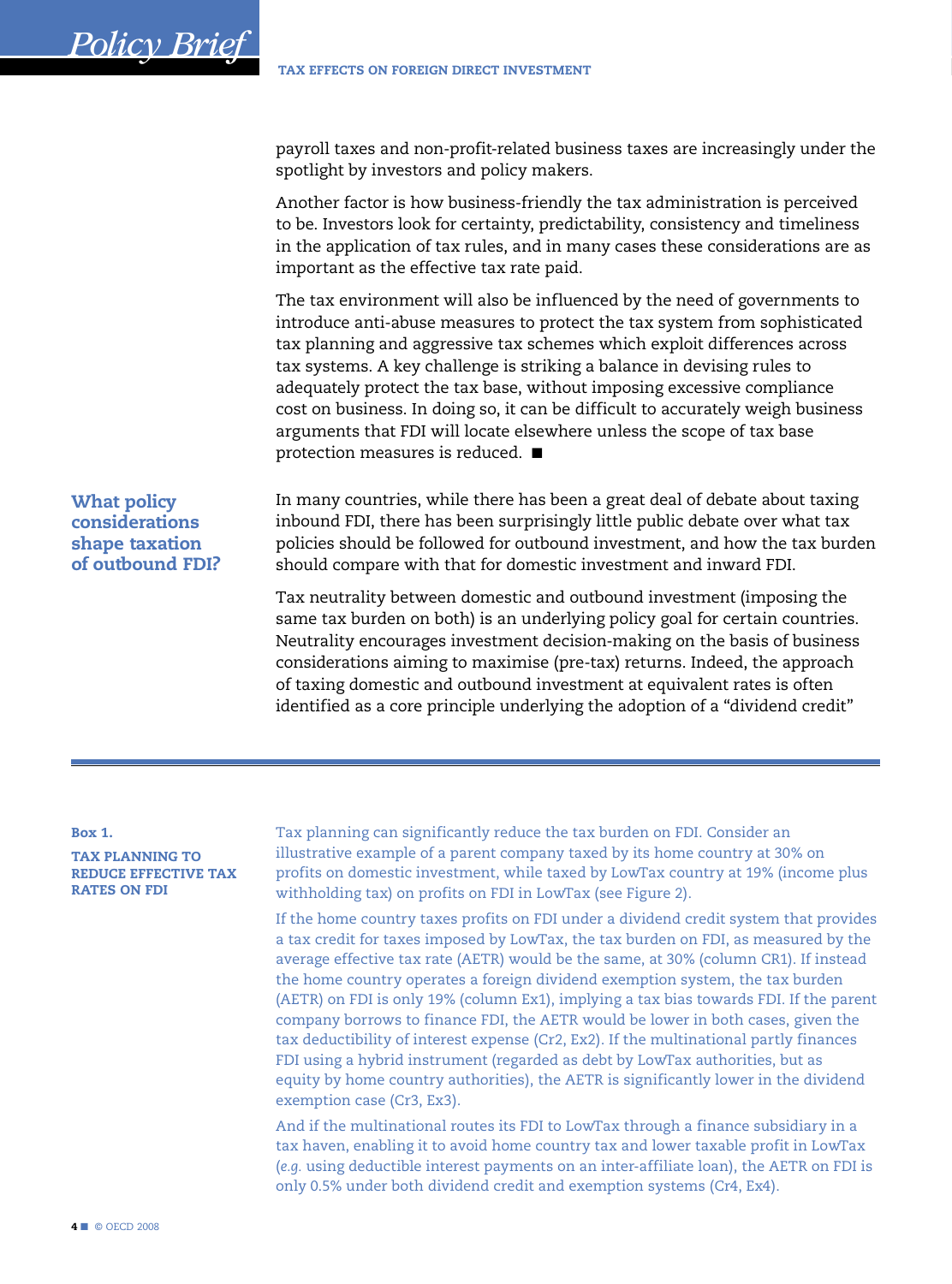payroll taxes and non-profit-related business taxes are increasingly under the spotlight by investors and policy makers.

Another factor is how business-friendly the tax administration is perceived to be. Investors look for certainty, predictability, consistency and timeliness in the application of tax rules, and in many cases these considerations are as important as the effective tax rate paid.

The tax environment will also be influenced by the need of governments to introduce anti-abuse measures to protect the tax system from sophisticated tax planning and aggressive tax schemes which exploit differences across tax systems. A key challenge is striking a balance in devising rules to adequately protect the tax base, without imposing excessive compliance cost on business. In doing so, it can be difficult to accurately weigh business arguments that FDI will locate elsewhere unless the scope of tax base protection measures is reduced. ■

## What policy considerations shape taxation of outbound FDI?

In many countries, while there has been a great deal of debate about taxing inbound FDI, there has been surprisingly little public debate over what tax policies should be followed for outbound investment, and how the tax burden should compare with that for domestic investment and inward FDI.

Tax neutrality between domestic and outbound investment (imposing the same tax burden on both) is an underlying policy goal for certain countries. Neutrality encourages investment decision-making on the basis of business considerations aiming to maximise (pre-tax) returns. Indeed, the approach of taxing domestic and outbound investment at equivalent rates is often identified as a core principle underlying the adoption of a "dividend credit"

---

**Box 1.**

**TAX PLANNING TO REDUCE EFFECTIVE TAX RATES ON FDI**

Tax planning can significantly reduce the tax burden on FDI. Consider an illustrative example of a parent company taxed by its home country at 30% on profits on domestic investment, while taxed by LowTax country at 19% (income plus withholding tax) on profits on FDI in LowTax (see Figure 2).

If the home country taxes profits on FDI under a dividend credit system that provides a tax credit for taxes imposed by LowTax, the tax burden on FDI, as measured by the average effective tax rate (AETR) would be the same, at 30% (column CR1). If instead the home country operates a foreign dividend exemption system, the tax burden (AETR) on FDI is only 19% (column Ex1), implying a tax bias towards FDI. If the parent company borrows to finance FDI, the AETR would be lower in both cases, given the tax deductibility of interest expense (Cr2, Ex2). If the multinational partly finances FDI using a hybrid instrument (regarded as debt by LowTax authorities, but as equity by home country authorities), the AETR is significantly lower in the dividend exemption case (Cr3, Ex3).

And if the multinational routes its FDI to LowTax through a finance subsidiary in a tax haven, enabling it to avoid home country tax and lower taxable profit in LowTax (*e.g.* using deductible interest payments on an inter-affiliate loan), the AETR on FDI is only 0.5% under both dividend credit and exemption systems (Cr4, Ex4).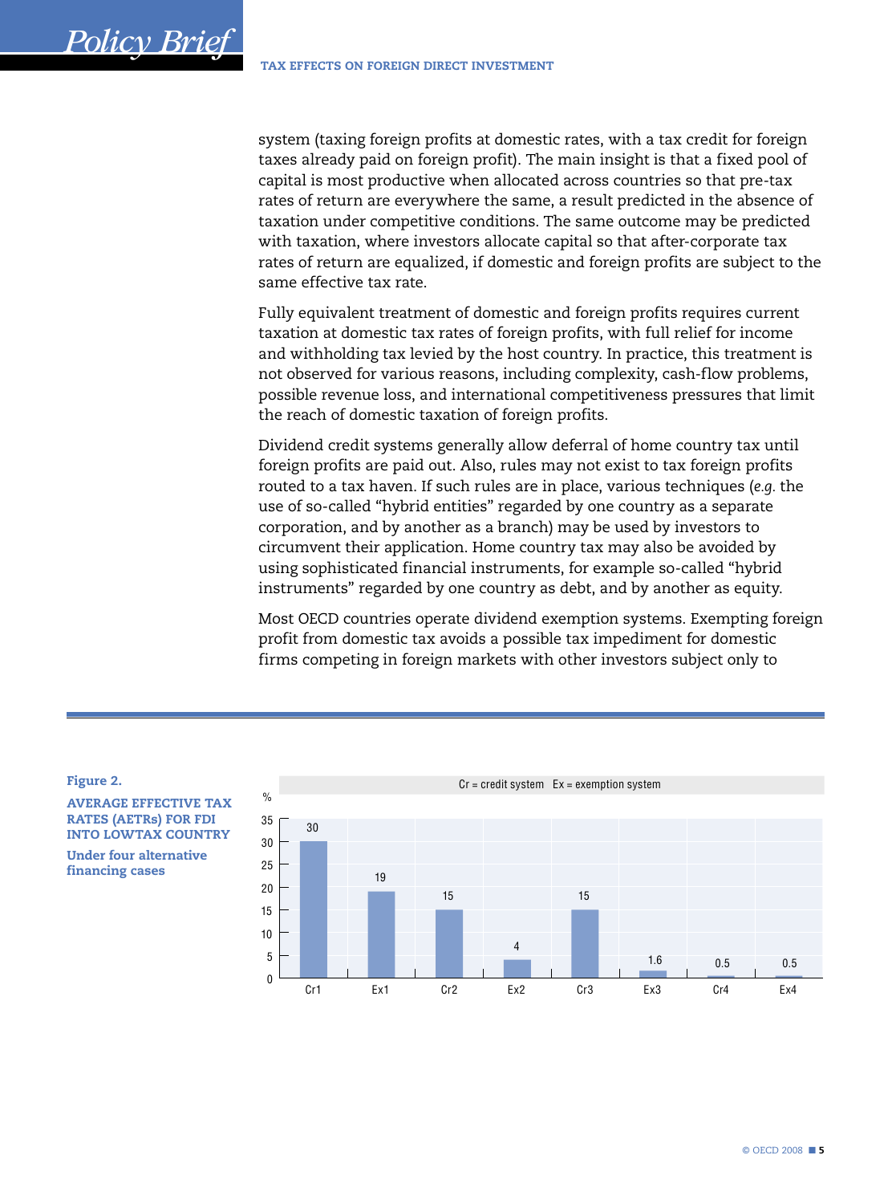system (taxing foreign profits at domestic rates, with a tax credit for foreign taxes already paid on foreign profit). The main insight is that a fixed pool of capital is most productive when allocated across countries so that pre-tax rates of return are everywhere the same, a result predicted in the absence of taxation under competitive conditions. The same outcome may be predicted with taxation, where investors allocate capital so that after-corporate tax rates of return are equalized, if domestic and foreign profits are subject to the same effective tax rate.

Fully equivalent treatment of domestic and foreign profits requires current taxation at domestic tax rates of foreign profits, with full relief for income and withholding tax levied by the host country. In practice, this treatment is not observed for various reasons, including complexity, cash-flow problems, possible revenue loss, and international competitiveness pressures that limit the reach of domestic taxation of foreign profits.

Dividend credit systems generally allow deferral of home country tax until foreign profits are paid out. Also, rules may not exist to tax foreign profits routed to a tax haven. If such rules are in place, various techniques (*e.g.* the use of so-called "hybrid entities" regarded by one country as a separate corporation, and by another as a branch) may be used by investors to circumvent their application. Home country tax may also be avoided by using sophisticated financial instruments, for example so-called "hybrid instruments" regarded by one country as debt, and by another as equity.

Most OECD countries operate dividend exemption systems. Exempting foreign profit from domestic tax avoids a possible tax impediment for domestic firms competing in foreign markets with other investors subject only to

**Figure 2.**

**AVERAGE EFFECTIVE TAX RATES (AETRs) FOR FDI INTO LOWTAX COUNTRY**

**Under four alternative financing cases**

Cr = credit system Ex = exemption system

| | Cr1 | Ex1 | Cr2 | Ex2 | Cr3 | Ex3 | Cr4 | Ex4 |
|---|---|---|---|---|---|---|---|---|
| % | 30 | 19 | 15 | 4 | 15 | 1.6 | 0.5 | 0.5 |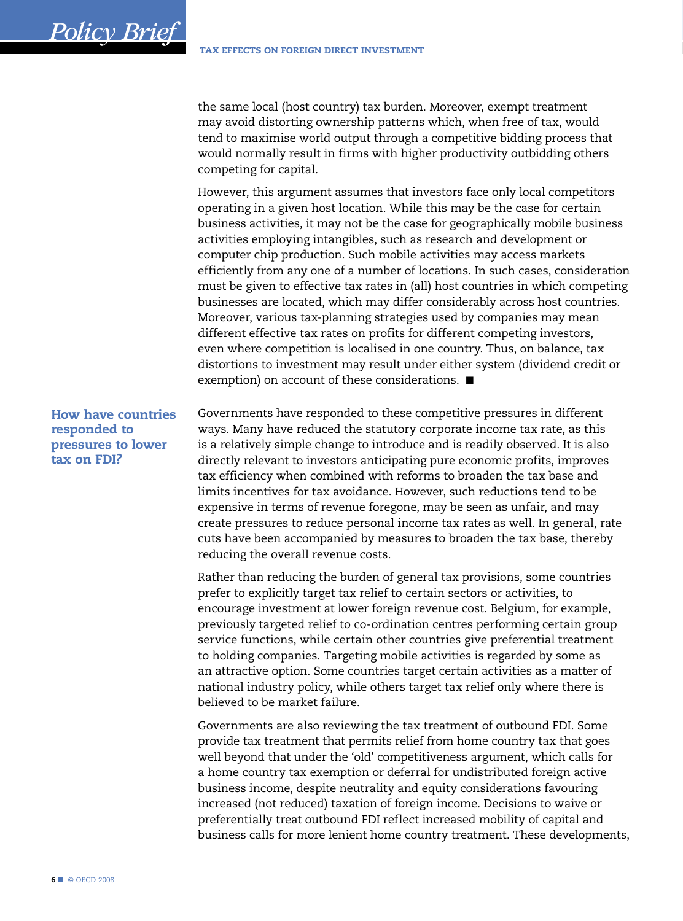the same local (host country) tax burden. Moreover, exempt treatment may avoid distorting ownership patterns which, when free of tax, would tend to maximise world output through a competitive bidding process that would normally result in firms with higher productivity outbidding others competing for capital.

However, this argument assumes that investors face only local competitors operating in a given host location. While this may be the case for certain business activities, it may not be the case for geographically mobile business activities employing intangibles, such as research and development or computer chip production. Such mobile activities may access markets efficiently from any one of a number of locations. In such cases, consideration must be given to effective tax rates in (all) host countries in which competing businesses are located, which may differ considerably across host countries. Moreover, various tax-planning strategies used by companies may mean different effective tax rates on profits for different competing investors, even where competition is localised in one country. Thus, on balance, tax distortions to investment may result under either system (dividend credit or exemption) on account of these considerations. ■

## How have countries responded to pressures to lower tax on FDI?

Governments have responded to these competitive pressures in different ways. Many have reduced the statutory corporate income tax rate, as this is a relatively simple change to introduce and is readily observed. It is also directly relevant to investors anticipating pure economic profits, improves tax efficiency when combined with reforms to broaden the tax base and limits incentives for tax avoidance. However, such reductions tend to be expensive in terms of revenue foregone, may be seen as unfair, and may create pressures to reduce personal income tax rates as well. In general, rate cuts have been accompanied by measures to broaden the tax base, thereby reducing the overall revenue costs.

Rather than reducing the burden of general tax provisions, some countries prefer to explicitly target tax relief to certain sectors or activities, to encourage investment at lower foreign revenue cost. Belgium, for example, previously targeted relief to co-ordination centres performing certain group service functions, while certain other countries give preferential treatment to holding companies. Targeting mobile activities is regarded by some as an attractive option. Some countries target certain activities as a matter of national industry policy, while others target tax relief only where there is believed to be market failure.

Governments are also reviewing the tax treatment of outbound FDI. Some provide tax treatment that permits relief from home country tax that goes well beyond that under the 'old' competitiveness argument, which calls for a home country tax exemption or deferral for undistributed foreign active business income, despite neutrality and equity considerations favouring increased (not reduced) taxation of foreign income. Decisions to waive or preferentially treat outbound FDI reflect increased mobility of capital and business calls for more lenient home country treatment. These developments,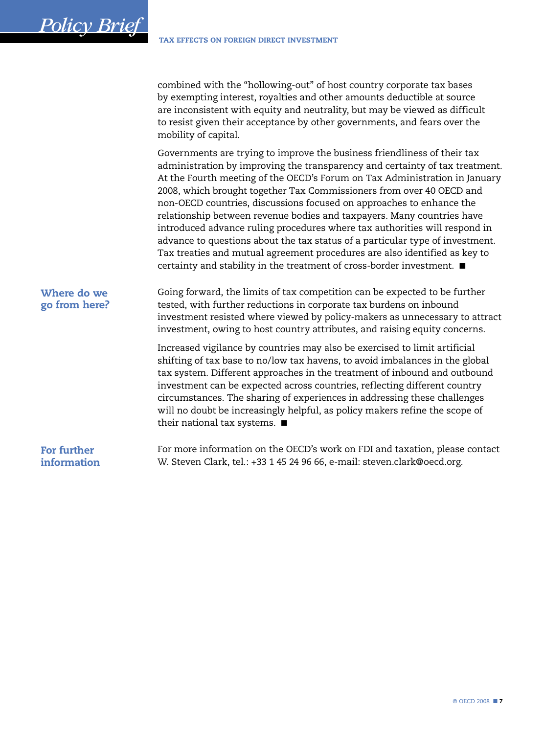combined with the "hollowing-out" of host country corporate tax bases by exempting interest, royalties and other amounts deductible at source are inconsistent with equity and neutrality, but may be viewed as difficult to resist given their acceptance by other governments, and fears over the mobility of capital.

Governments are trying to improve the business friendliness of their tax administration by improving the transparency and certainty of tax treatment. At the Fourth meeting of the OECD's Forum on Tax Administration in January 2008, which brought together Tax Commissioners from over 40 OECD and non-OECD countries, discussions focused on approaches to enhance the relationship between revenue bodies and taxpayers. Many countries have introduced advance ruling procedures where tax authorities will respond in advance to questions about the tax status of a particular type of investment. Tax treaties and mutual agreement procedures are also identified as key to certainty and stability in the treatment of cross-border investment. ■

## Where do we go from here?

Going forward, the limits of tax competition can be expected to be further tested, with further reductions in corporate tax burdens on inbound investment resisted where viewed by policy-makers as unnecessary to attract investment, owing to host country attributes, and raising equity concerns.

Increased vigilance by countries may also be exercised to limit artificial shifting of tax base to no/low tax havens, to avoid imbalances in the global tax system. Different approaches in the treatment of inbound and outbound investment can be expected across countries, reflecting different country circumstances. The sharing of experiences in addressing these challenges will no doubt be increasingly helpful, as policy makers refine the scope of their national tax systems. ■

## For further information

For more information on the OECD's work on FDI and taxation, please contact W. Steven Clark, tel.: +33 1 45 24 96 66, e-mail: steven.clark@oecd.org.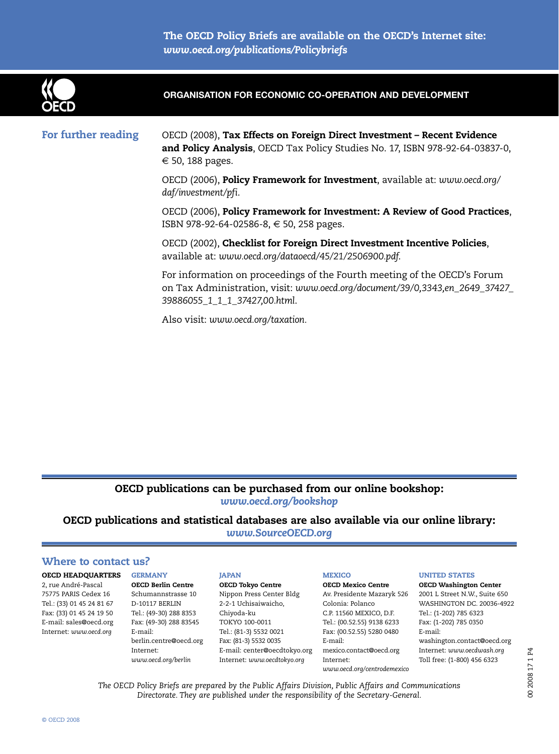**The OECD Policy Briefs are available on the OECD's Internet site:** ***www.oecd.org/publications/Policybriefs***

**ORGANISATION FOR ECONOMIC CO-OPERATION AND DEVELOPMENT**

## For further reading

OECD (2008), **Tax Effects on Foreign Direct Investment – Recent Evidence and Policy Analysis**, OECD Tax Policy Studies No. 17, ISBN 978-92-64-03837-0, € 50, 188 pages.

OECD (2006), **Policy Framework for Investment**, available at: *www.oecd.org/daf/investment/pfi*.

OECD (2006), **Policy Framework for Investment: A Review of Good Practices**, ISBN 978-92-64-02586-8, € 50, 258 pages.

OECD (2002), **Checklist for Foreign Direct Investment Incentive Policies**, available at: *www.oecd.org/dataoecd/45/21/2506900.pdf*.

For information on proceedings of the Fourth meeting of the OECD's Forum on Tax Administration, visit: *www.oecd.org/document/39/0,3343,en_2649_37427_39886055_1_1_1_37427,00.html*.

Also visit: *www.oecd.org/taxation*.

**OECD publications can be purchased from our online bookshop:**
***www.oecd.org/bookshop***

**OECD publications and statistical databases are also available via our online library:**
***www.SourceOECD.org***

## Where to contact us?

**OECD HEADQUARTERS**
2, rue André-Pascal
75775 PARIS Cedex 16
Tel.: (33) 01 45 24 81 67
Fax: (33) 01 45 24 19 50
E-mail: sales@oecd.org
Internet: *www.oecd.org*

**GERMANY**
**OECD Berlin Centre**
Schumannstrasse 10
D-10117 BERLIN
Tel.: (49-30) 288 8353
Fax: (49-30) 288 83545
E-mail: berlin.centre@oecd.org
Internet: *www.oecd.org/berlin*

**JAPAN**
**OECD Tokyo Centre**
Nippon Press Center Bldg
2-2-1 Uchisaiwaicho,
Chiyoda-ku
TOKYO 100-0011
Tel.: (81-3) 5532 0021
Fax: (81-3) 5532 0035
E-mail: center@oecdtokyo.org
Internet: *www.oecdtokyo.org*

**MEXICO**
**OECD Mexico Centre**
Av. Presidente Mazaryk 526
Colonia: Polanco
C.P. 11560 MEXICO, D.F.
Tel.: (00.52.55) 9138 6233
Fax: (00.52.55) 5280 0480
E-mail: mexico.contact@oecd.org
Internet: *www.oecd.org/centrodemexico*

**UNITED STATES**
**OECD Washington Center**
2001 L Street N.W., Suite 650
WASHINGTON DC. 20036-4922
Tel.: (1-202) 785 6323
Fax: (1-202) 785 0350
E-mail: washington.contact@oecd.org
Internet: *www.oecdwash.org*
Toll free: (1-800) 456 6323

*The OECD Policy Briefs are prepared by the Public Affairs Division, Public Affairs and Communications Directorate. They are published under the responsibility of the Secretary-General.*

00 2008 17 1 P4

© OECD 2008